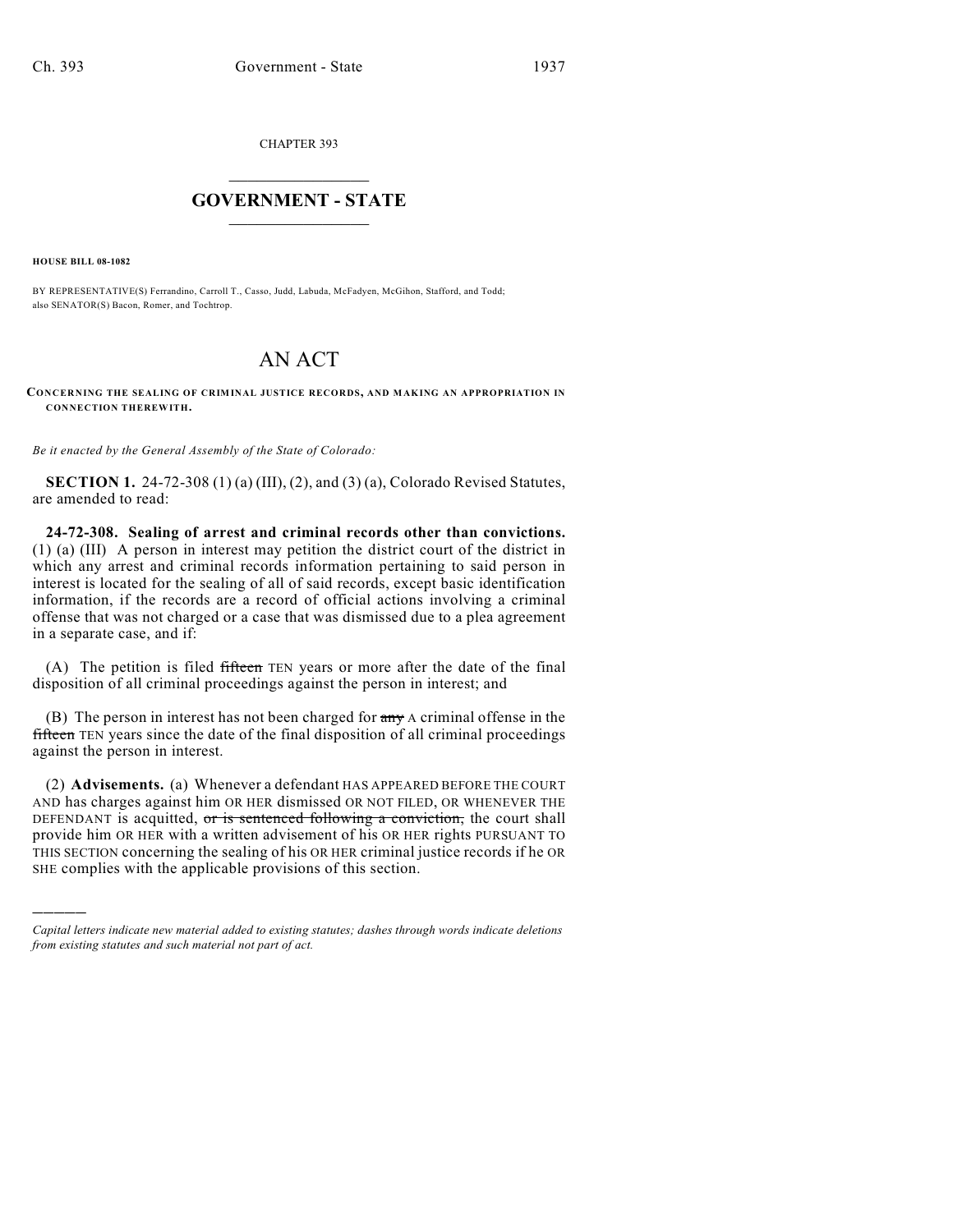CHAPTER 393

# GOVERNMENT - STATE

**HOUSE BILL 08-1082**

BY REPRESENTATIVE(S) Ferrandino, Carroll T., Casso, Judd, Labuda, McFadyen, McGihon, Stafford, and Todd; also SENATOR(S) Bacon, Romer, and Tochtrop.

# AN ACT

**CONCERNING THE SEALING OF CRIMINAL JUSTICE RECORDS, AND MAKING AN APPROPRIATION IN CONNECTION THEREWITH.**

*Be it enacted by the General Assembly of the State of Colorado:*

**SECTION 1.** 24-72-308 (1) (a) (III), (2), and (3) (a), Colorado Revised Statutes, are amended to read:

**24-72-308. Sealing of arrest and criminal records other than convictions.** (1) (a) (III) A person in interest may petition the district court of the district in which any arrest and criminal records information pertaining to said person in interest is located for the sealing of all of said records, except basic identification information, if the records are a record of official actions involving a criminal offense that was not charged or a case that was dismissed due to a plea agreement in a separate case, and if:

(A) The petition is filed ~~fifteen~~ TEN years or more after the date of the final disposition of all criminal proceedings against the person in interest; and

(B) The person in interest has not been charged for ~~any~~ A criminal offense in the ~~fifteen~~ TEN years since the date of the final disposition of all criminal proceedings against the person in interest.

(2) **Advisements.** (a) Whenever a defendant HAS APPEARED BEFORE THE COURT AND has charges against him OR HER dismissed OR NOT FILED, OR WHENEVER THE DEFENDANT is acquitted, ~~or is sentenced following a conviction,~~ the court shall provide him OR HER with a written advisement of his OR HER rights PURSUANT TO THIS SECTION concerning the sealing of his OR HER criminal justice records if he OR SHE complies with the applicable provisions of this section.

---

*Capital letters indicate new material added to existing statutes; dashes through words indicate deletions from existing statutes and such material not part of act.*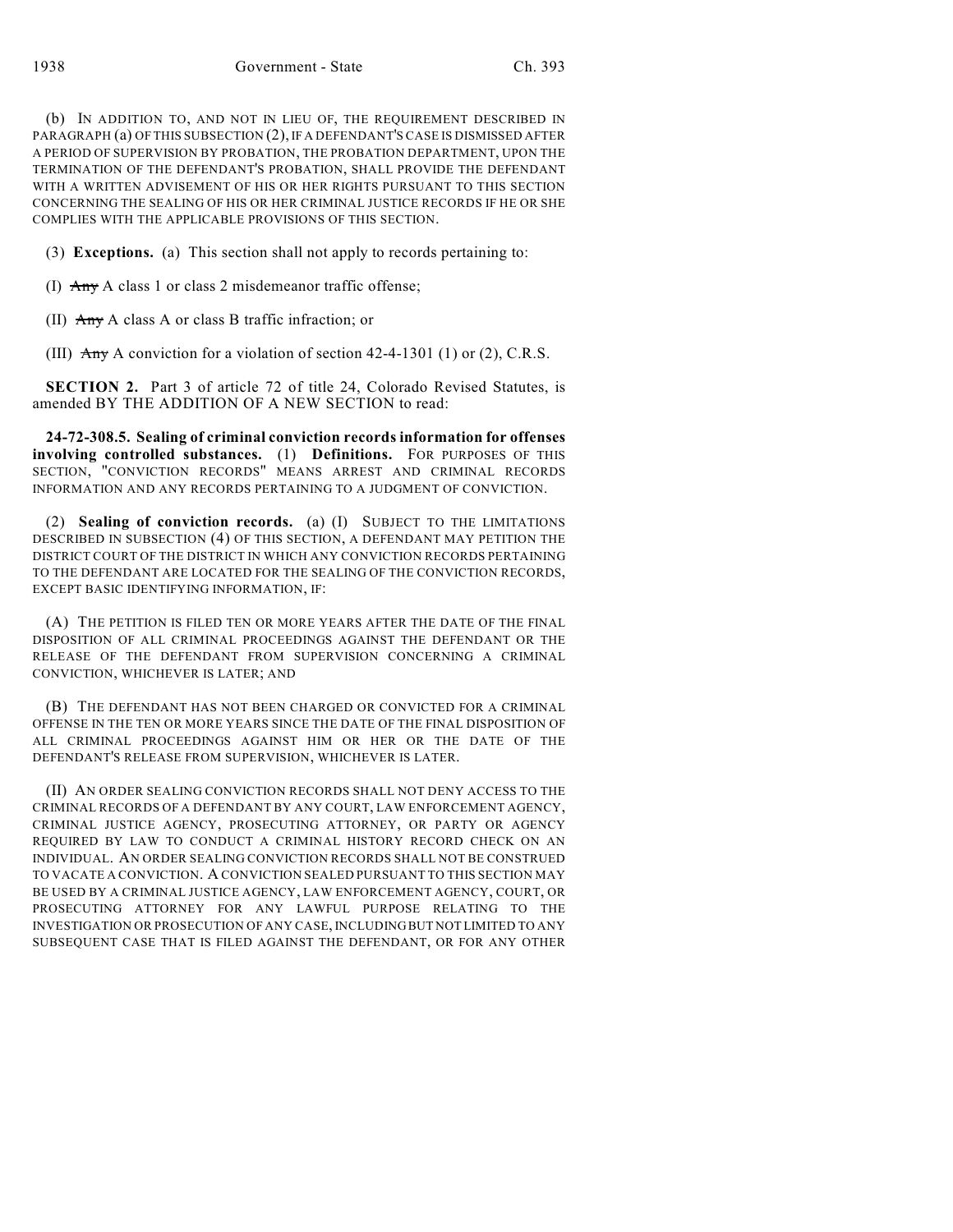(b) IN ADDITION TO, AND NOT IN LIEU OF, THE REQUIREMENT DESCRIBED IN PARAGRAPH (a) OF THIS SUBSECTION (2), IF A DEFENDANT'S CASE IS DISMISSED AFTER A PERIOD OF SUPERVISION BY PROBATION, THE PROBATION DEPARTMENT, UPON THE TERMINATION OF THE DEFENDANT'S PROBATION, SHALL PROVIDE THE DEFENDANT WITH A WRITTEN ADVISEMENT OF HIS OR HER RIGHTS PURSUANT TO THIS SECTION CONCERNING THE SEALING OF HIS OR HER CRIMINAL JUSTICE RECORDS IF HE OR SHE COMPLIES WITH THE APPLICABLE PROVISIONS OF THIS SECTION.

(3) **Exceptions.** (a) This section shall not apply to records pertaining to:

(I) ~~Any~~ A class 1 or class 2 misdemeanor traffic offense;

(II) ~~Any~~ A class A or class B traffic infraction; or

(III) ~~Any~~ A conviction for a violation of section 42-4-1301 (1) or (2), C.R.S.

**SECTION 2.** Part 3 of article 72 of title 24, Colorado Revised Statutes, is amended BY THE ADDITION OF A NEW SECTION to read:

**24-72-308.5. Sealing of criminal conviction records information for offenses involving controlled substances.** (1) **Definitions.** FOR PURPOSES OF THIS SECTION, "CONVICTION RECORDS" MEANS ARREST AND CRIMINAL RECORDS INFORMATION AND ANY RECORDS PERTAINING TO A JUDGMENT OF CONVICTION.

(2) **Sealing of conviction records.** (a) (I) SUBJECT TO THE LIMITATIONS DESCRIBED IN SUBSECTION (4) OF THIS SECTION, A DEFENDANT MAY PETITION THE DISTRICT COURT OF THE DISTRICT IN WHICH ANY CONVICTION RECORDS PERTAINING TO THE DEFENDANT ARE LOCATED FOR THE SEALING OF THE CONVICTION RECORDS, EXCEPT BASIC IDENTIFYING INFORMATION, IF:

(A) THE PETITION IS FILED TEN OR MORE YEARS AFTER THE DATE OF THE FINAL DISPOSITION OF ALL CRIMINAL PROCEEDINGS AGAINST THE DEFENDANT OR THE RELEASE OF THE DEFENDANT FROM SUPERVISION CONCERNING A CRIMINAL CONVICTION, WHICHEVER IS LATER; AND

(B) THE DEFENDANT HAS NOT BEEN CHARGED OR CONVICTED FOR A CRIMINAL OFFENSE IN THE TEN OR MORE YEARS SINCE THE DATE OF THE FINAL DISPOSITION OF ALL CRIMINAL PROCEEDINGS AGAINST HIM OR HER OR THE DATE OF THE DEFENDANT'S RELEASE FROM SUPERVISION, WHICHEVER IS LATER.

(II) AN ORDER SEALING CONVICTION RECORDS SHALL NOT DENY ACCESS TO THE CRIMINAL RECORDS OF A DEFENDANT BY ANY COURT, LAW ENFORCEMENT AGENCY, CRIMINAL JUSTICE AGENCY, PROSECUTING ATTORNEY, OR PARTY OR AGENCY REQUIRED BY LAW TO CONDUCT A CRIMINAL HISTORY RECORD CHECK ON AN INDIVIDUAL. AN ORDER SEALING CONVICTION RECORDS SHALL NOT BE CONSTRUED TO VACATE A CONVICTION. A CONVICTION SEALED PURSUANT TO THIS SECTION MAY BE USED BY A CRIMINAL JUSTICE AGENCY, LAW ENFORCEMENT AGENCY, COURT, OR PROSECUTING ATTORNEY FOR ANY LAWFUL PURPOSE RELATING TO THE INVESTIGATION OR PROSECUTION OF ANY CASE, INCLUDING BUT NOT LIMITED TO ANY SUBSEQUENT CASE THAT IS FILED AGAINST THE DEFENDANT, OR FOR ANY OTHER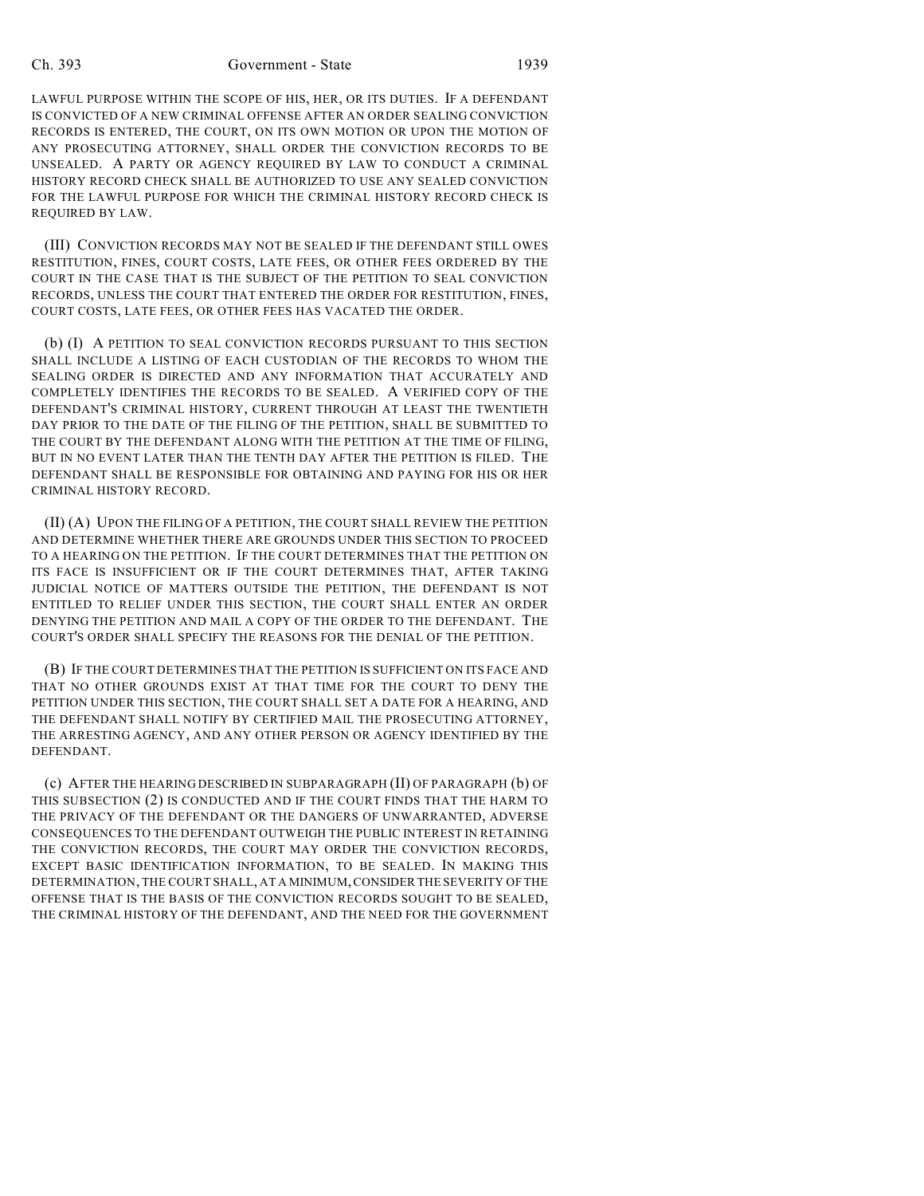LAWFUL PURPOSE WITHIN THE SCOPE OF HIS, HER, OR ITS DUTIES. IF A DEFENDANT IS CONVICTED OF A NEW CRIMINAL OFFENSE AFTER AN ORDER SEALING CONVICTION RECORDS IS ENTERED, THE COURT, ON ITS OWN MOTION OR UPON THE MOTION OF ANY PROSECUTING ATTORNEY, SHALL ORDER THE CONVICTION RECORDS TO BE UNSEALED. A PARTY OR AGENCY REQUIRED BY LAW TO CONDUCT A CRIMINAL HISTORY RECORD CHECK SHALL BE AUTHORIZED TO USE ANY SEALED CONVICTION FOR THE LAWFUL PURPOSE FOR WHICH THE CRIMINAL HISTORY RECORD CHECK IS REQUIRED BY LAW.

(III) CONVICTION RECORDS MAY NOT BE SEALED IF THE DEFENDANT STILL OWES RESTITUTION, FINES, COURT COSTS, LATE FEES, OR OTHER FEES ORDERED BY THE COURT IN THE CASE THAT IS THE SUBJECT OF THE PETITION TO SEAL CONVICTION RECORDS, UNLESS THE COURT THAT ENTERED THE ORDER FOR RESTITUTION, FINES, COURT COSTS, LATE FEES, OR OTHER FEES HAS VACATED THE ORDER.

(b) (I) A PETITION TO SEAL CONVICTION RECORDS PURSUANT TO THIS SECTION SHALL INCLUDE A LISTING OF EACH CUSTODIAN OF THE RECORDS TO WHOM THE SEALING ORDER IS DIRECTED AND ANY INFORMATION THAT ACCURATELY AND COMPLETELY IDENTIFIES THE RECORDS TO BE SEALED. A VERIFIED COPY OF THE DEFENDANT'S CRIMINAL HISTORY, CURRENT THROUGH AT LEAST THE TWENTIETH DAY PRIOR TO THE DATE OF THE FILING OF THE PETITION, SHALL BE SUBMITTED TO THE COURT BY THE DEFENDANT ALONG WITH THE PETITION AT THE TIME OF FILING, BUT IN NO EVENT LATER THAN THE TENTH DAY AFTER THE PETITION IS FILED. THE DEFENDANT SHALL BE RESPONSIBLE FOR OBTAINING AND PAYING FOR HIS OR HER CRIMINAL HISTORY RECORD.

(II) (A) UPON THE FILING OF A PETITION, THE COURT SHALL REVIEW THE PETITION AND DETERMINE WHETHER THERE ARE GROUNDS UNDER THIS SECTION TO PROCEED TO A HEARING ON THE PETITION. IF THE COURT DETERMINES THAT THE PETITION ON ITS FACE IS INSUFFICIENT OR IF THE COURT DETERMINES THAT, AFTER TAKING JUDICIAL NOTICE OF MATTERS OUTSIDE THE PETITION, THE DEFENDANT IS NOT ENTITLED TO RELIEF UNDER THIS SECTION, THE COURT SHALL ENTER AN ORDER DENYING THE PETITION AND MAIL A COPY OF THE ORDER TO THE DEFENDANT. THE COURT'S ORDER SHALL SPECIFY THE REASONS FOR THE DENIAL OF THE PETITION.

(B) IF THE COURT DETERMINES THAT THE PETITION IS SUFFICIENT ON ITS FACE AND THAT NO OTHER GROUNDS EXIST AT THAT TIME FOR THE COURT TO DENY THE PETITION UNDER THIS SECTION, THE COURT SHALL SET A DATE FOR A HEARING, AND THE DEFENDANT SHALL NOTIFY BY CERTIFIED MAIL THE PROSECUTING ATTORNEY, THE ARRESTING AGENCY, AND ANY OTHER PERSON OR AGENCY IDENTIFIED BY THE DEFENDANT.

(c) AFTER THE HEARING DESCRIBED IN SUBPARAGRAPH (II) OF PARAGRAPH (b) OF THIS SUBSECTION (2) IS CONDUCTED AND IF THE COURT FINDS THAT THE HARM TO THE PRIVACY OF THE DEFENDANT OR THE DANGERS OF UNWARRANTED, ADVERSE CONSEQUENCES TO THE DEFENDANT OUTWEIGH THE PUBLIC INTEREST IN RETAINING THE CONVICTION RECORDS, THE COURT MAY ORDER THE CONVICTION RECORDS, EXCEPT BASIC IDENTIFICATION INFORMATION, TO BE SEALED. IN MAKING THIS DETERMINATION, THE COURT SHALL, AT A MINIMUM, CONSIDER THE SEVERITY OF THE OFFENSE THAT IS THE BASIS OF THE CONVICTION RECORDS SOUGHT TO BE SEALED, THE CRIMINAL HISTORY OF THE DEFENDANT, AND THE NEED FOR THE GOVERNMENT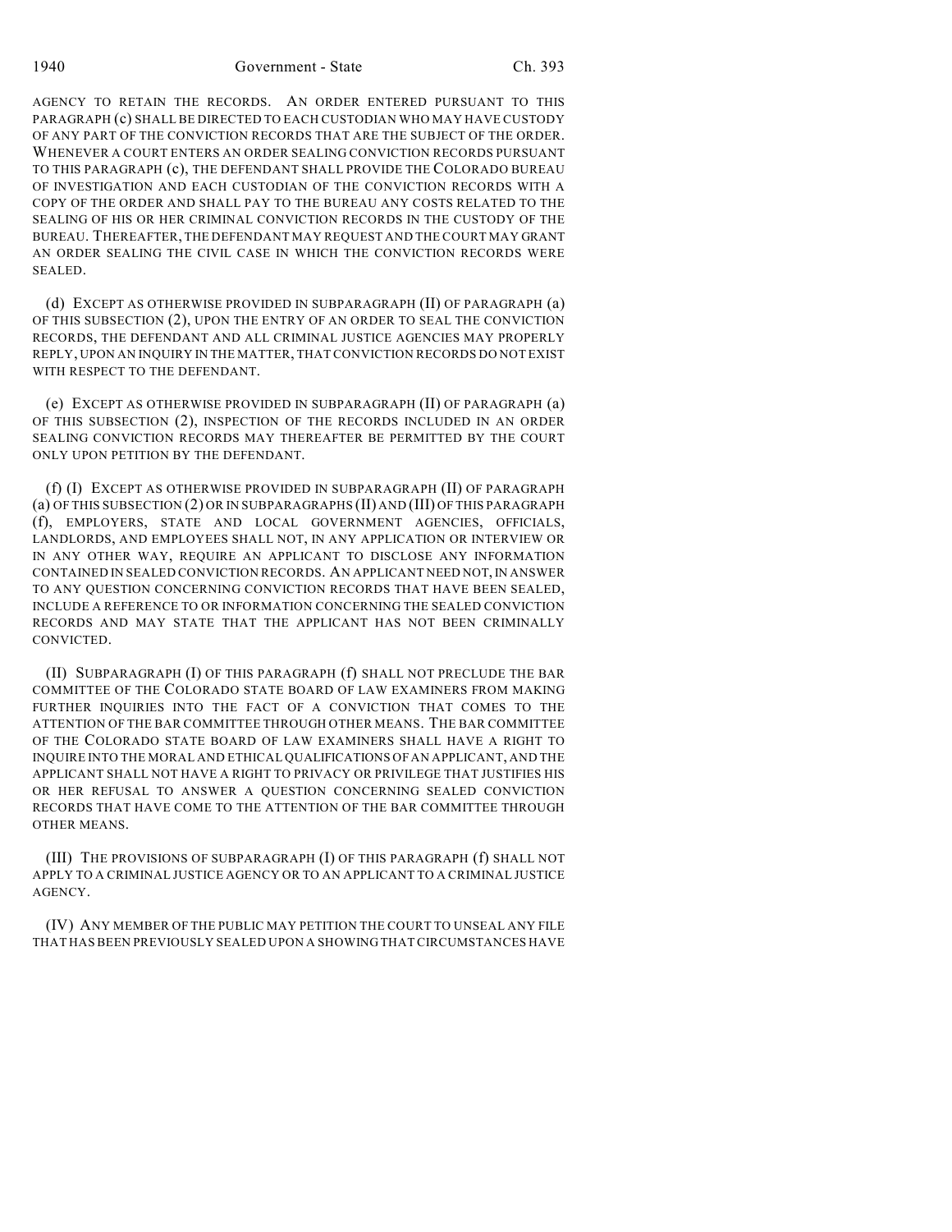AGENCY TO RETAIN THE RECORDS. AN ORDER ENTERED PURSUANT TO THIS PARAGRAPH (c) SHALL BE DIRECTED TO EACH CUSTODIAN WHO MAY HAVE CUSTODY OF ANY PART OF THE CONVICTION RECORDS THAT ARE THE SUBJECT OF THE ORDER. WHENEVER A COURT ENTERS AN ORDER SEALING CONVICTION RECORDS PURSUANT TO THIS PARAGRAPH (c), THE DEFENDANT SHALL PROVIDE THE COLORADO BUREAU OF INVESTIGATION AND EACH CUSTODIAN OF THE CONVICTION RECORDS WITH A COPY OF THE ORDER AND SHALL PAY TO THE BUREAU ANY COSTS RELATED TO THE SEALING OF HIS OR HER CRIMINAL CONVICTION RECORDS IN THE CUSTODY OF THE BUREAU. THEREAFTER, THE DEFENDANT MAY REQUEST AND THE COURT MAY GRANT AN ORDER SEALING THE CIVIL CASE IN WHICH THE CONVICTION RECORDS WERE SEALED.

(d) EXCEPT AS OTHERWISE PROVIDED IN SUBPARAGRAPH (II) OF PARAGRAPH (a) OF THIS SUBSECTION (2), UPON THE ENTRY OF AN ORDER TO SEAL THE CONVICTION RECORDS, THE DEFENDANT AND ALL CRIMINAL JUSTICE AGENCIES MAY PROPERLY REPLY, UPON AN INQUIRY IN THE MATTER, THAT CONVICTION RECORDS DO NOT EXIST WITH RESPECT TO THE DEFENDANT.

(e) EXCEPT AS OTHERWISE PROVIDED IN SUBPARAGRAPH (II) OF PARAGRAPH (a) OF THIS SUBSECTION (2), INSPECTION OF THE RECORDS INCLUDED IN AN ORDER SEALING CONVICTION RECORDS MAY THEREAFTER BE PERMITTED BY THE COURT ONLY UPON PETITION BY THE DEFENDANT.

(f) (I) EXCEPT AS OTHERWISE PROVIDED IN SUBPARAGRAPH (II) OF PARAGRAPH (a) OF THIS SUBSECTION (2) OR IN SUBPARAGRAPHS (II) AND (III) OF THIS PARAGRAPH (f), EMPLOYERS, STATE AND LOCAL GOVERNMENT AGENCIES, OFFICIALS, LANDLORDS, AND EMPLOYEES SHALL NOT, IN ANY APPLICATION OR INTERVIEW OR IN ANY OTHER WAY, REQUIRE AN APPLICANT TO DISCLOSE ANY INFORMATION CONTAINED IN SEALED CONVICTION RECORDS. AN APPLICANT NEED NOT, IN ANSWER TO ANY QUESTION CONCERNING CONVICTION RECORDS THAT HAVE BEEN SEALED, INCLUDE A REFERENCE TO OR INFORMATION CONCERNING THE SEALED CONVICTION RECORDS AND MAY STATE THAT THE APPLICANT HAS NOT BEEN CRIMINALLY CONVICTED.

(II) SUBPARAGRAPH (I) OF THIS PARAGRAPH (f) SHALL NOT PRECLUDE THE BAR COMMITTEE OF THE COLORADO STATE BOARD OF LAW EXAMINERS FROM MAKING FURTHER INQUIRIES INTO THE FACT OF A CONVICTION THAT COMES TO THE ATTENTION OF THE BAR COMMITTEE THROUGH OTHER MEANS. THE BAR COMMITTEE OF THE COLORADO STATE BOARD OF LAW EXAMINERS SHALL HAVE A RIGHT TO INQUIRE INTO THE MORAL AND ETHICAL QUALIFICATIONS OF AN APPLICANT, AND THE APPLICANT SHALL NOT HAVE A RIGHT TO PRIVACY OR PRIVILEGE THAT JUSTIFIES HIS OR HER REFUSAL TO ANSWER A QUESTION CONCERNING SEALED CONVICTION RECORDS THAT HAVE COME TO THE ATTENTION OF THE BAR COMMITTEE THROUGH OTHER MEANS.

(III) THE PROVISIONS OF SUBPARAGRAPH (I) OF THIS PARAGRAPH (f) SHALL NOT APPLY TO A CRIMINAL JUSTICE AGENCY OR TO AN APPLICANT TO A CRIMINAL JUSTICE AGENCY.

(IV) ANY MEMBER OF THE PUBLIC MAY PETITION THE COURT TO UNSEAL ANY FILE THAT HAS BEEN PREVIOUSLY SEALED UPON A SHOWING THAT CIRCUMSTANCES HAVE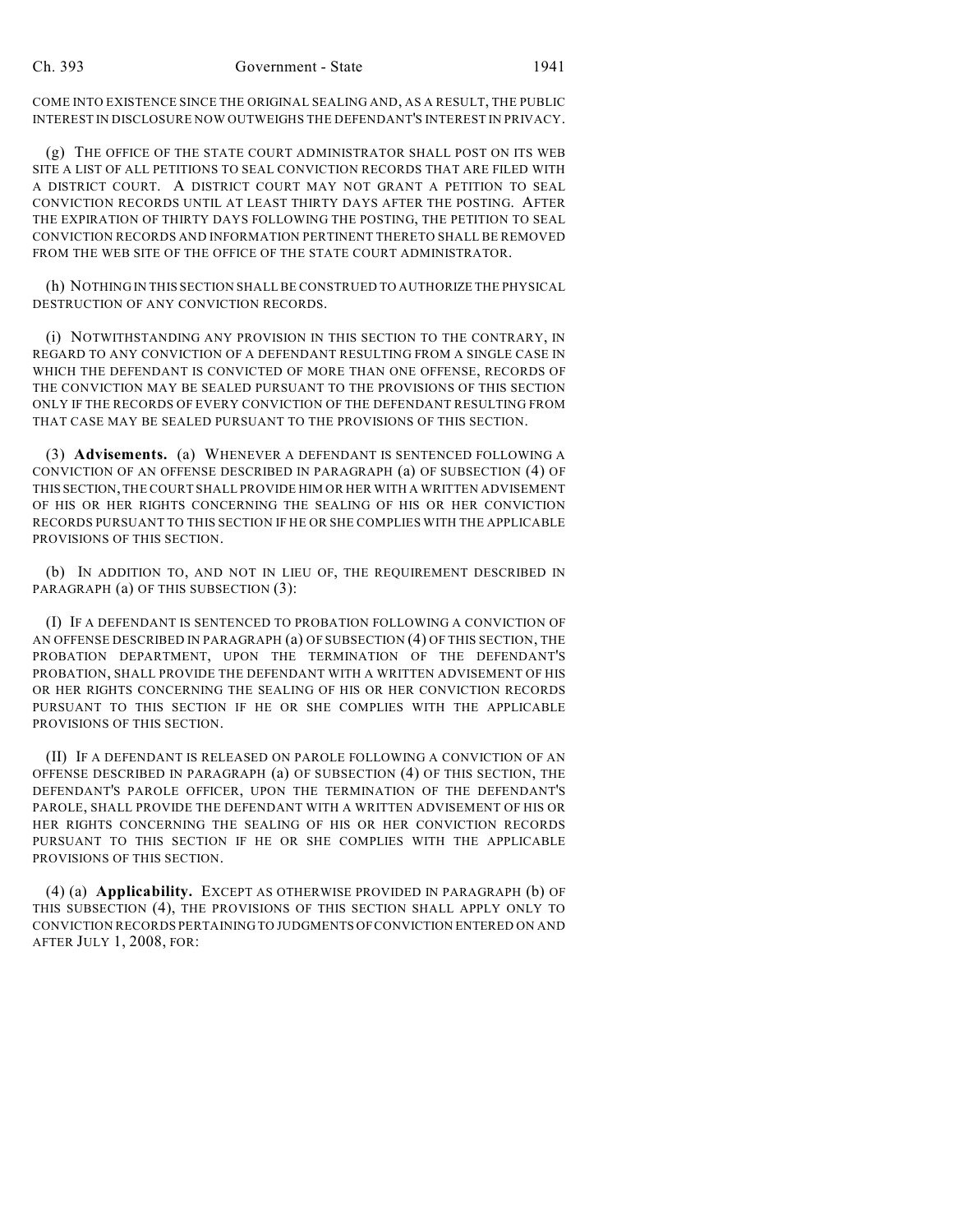COME INTO EXISTENCE SINCE THE ORIGINAL SEALING AND, AS A RESULT, THE PUBLIC INTEREST IN DISCLOSURE NOW OUTWEIGHS THE DEFENDANT'S INTEREST IN PRIVACY.

(g) THE OFFICE OF THE STATE COURT ADMINISTRATOR SHALL POST ON ITS WEB SITE A LIST OF ALL PETITIONS TO SEAL CONVICTION RECORDS THAT ARE FILED WITH A DISTRICT COURT. A DISTRICT COURT MAY NOT GRANT A PETITION TO SEAL CONVICTION RECORDS UNTIL AT LEAST THIRTY DAYS AFTER THE POSTING. AFTER THE EXPIRATION OF THIRTY DAYS FOLLOWING THE POSTING, THE PETITION TO SEAL CONVICTION RECORDS AND INFORMATION PERTINENT THERETO SHALL BE REMOVED FROM THE WEB SITE OF THE OFFICE OF THE STATE COURT ADMINISTRATOR.

(h) NOTHING IN THIS SECTION SHALL BE CONSTRUED TO AUTHORIZE THE PHYSICAL DESTRUCTION OF ANY CONVICTION RECORDS.

(i) NOTWITHSTANDING ANY PROVISION IN THIS SECTION TO THE CONTRARY, IN REGARD TO ANY CONVICTION OF A DEFENDANT RESULTING FROM A SINGLE CASE IN WHICH THE DEFENDANT IS CONVICTED OF MORE THAN ONE OFFENSE, RECORDS OF THE CONVICTION MAY BE SEALED PURSUANT TO THE PROVISIONS OF THIS SECTION ONLY IF THE RECORDS OF EVERY CONVICTION OF THE DEFENDANT RESULTING FROM THAT CASE MAY BE SEALED PURSUANT TO THE PROVISIONS OF THIS SECTION.

(3) **Advisements.** (a) WHENEVER A DEFENDANT IS SENTENCED FOLLOWING A CONVICTION OF AN OFFENSE DESCRIBED IN PARAGRAPH (a) OF SUBSECTION (4) OF THIS SECTION, THE COURT SHALL PROVIDE HIM OR HER WITH A WRITTEN ADVISEMENT OF HIS OR HER RIGHTS CONCERNING THE SEALING OF HIS OR HER CONVICTION RECORDS PURSUANT TO THIS SECTION IF HE OR SHE COMPLIES WITH THE APPLICABLE PROVISIONS OF THIS SECTION.

(b) IN ADDITION TO, AND NOT IN LIEU OF, THE REQUIREMENT DESCRIBED IN PARAGRAPH (a) OF THIS SUBSECTION (3):

(I) IF A DEFENDANT IS SENTENCED TO PROBATION FOLLOWING A CONVICTION OF AN OFFENSE DESCRIBED IN PARAGRAPH (a) OF SUBSECTION (4) OF THIS SECTION, THE PROBATION DEPARTMENT, UPON THE TERMINATION OF THE DEFENDANT'S PROBATION, SHALL PROVIDE THE DEFENDANT WITH A WRITTEN ADVISEMENT OF HIS OR HER RIGHTS CONCERNING THE SEALING OF HIS OR HER CONVICTION RECORDS PURSUANT TO THIS SECTION IF HE OR SHE COMPLIES WITH THE APPLICABLE PROVISIONS OF THIS SECTION.

(II) IF A DEFENDANT IS RELEASED ON PAROLE FOLLOWING A CONVICTION OF AN OFFENSE DESCRIBED IN PARAGRAPH (a) OF SUBSECTION (4) OF THIS SECTION, THE DEFENDANT'S PAROLE OFFICER, UPON THE TERMINATION OF THE DEFENDANT'S PAROLE, SHALL PROVIDE THE DEFENDANT WITH A WRITTEN ADVISEMENT OF HIS OR HER RIGHTS CONCERNING THE SEALING OF HIS OR HER CONVICTION RECORDS PURSUANT TO THIS SECTION IF HE OR SHE COMPLIES WITH THE APPLICABLE PROVISIONS OF THIS SECTION.

(4) (a) **Applicability.** EXCEPT AS OTHERWISE PROVIDED IN PARAGRAPH (b) OF THIS SUBSECTION (4), THE PROVISIONS OF THIS SECTION SHALL APPLY ONLY TO CONVICTION RECORDS PERTAINING TO JUDGMENTS OF CONVICTION ENTERED ON AND AFTER JULY 1, 2008, FOR: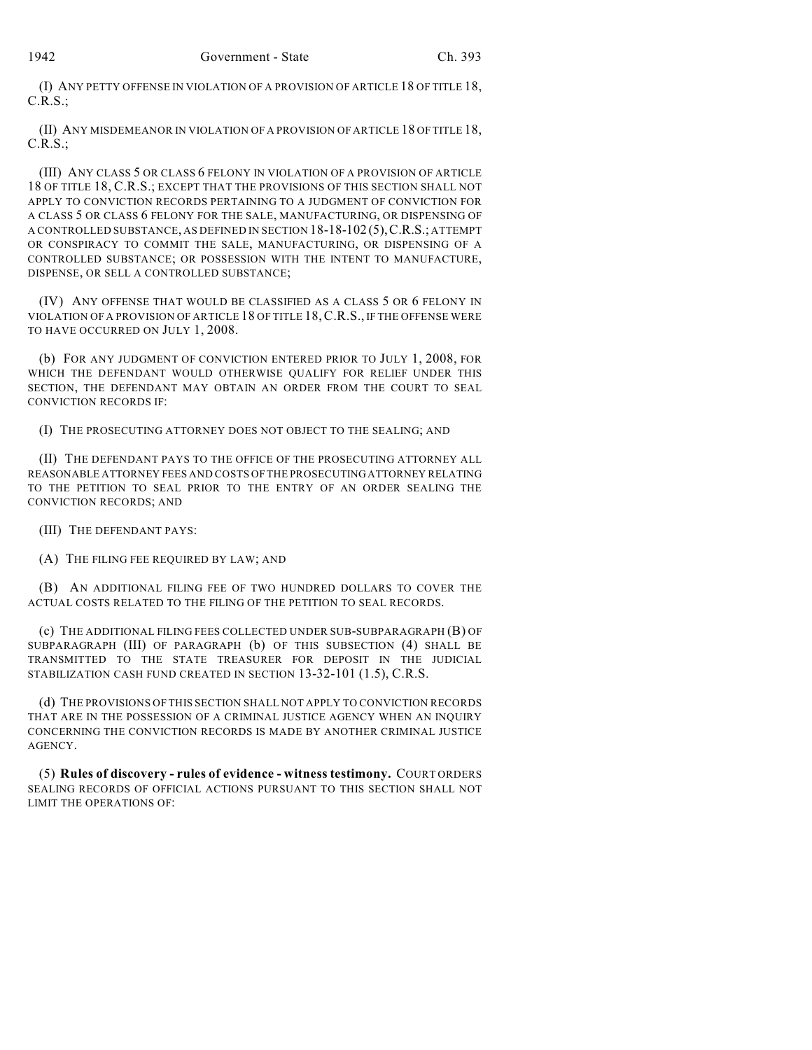(I) ANY PETTY OFFENSE IN VIOLATION OF A PROVISION OF ARTICLE 18 OF TITLE 18, C.R.S.;

(II) ANY MISDEMEANOR IN VIOLATION OF A PROVISION OF ARTICLE 18 OF TITLE 18, C.R.S.;

(III) ANY CLASS 5 OR CLASS 6 FELONY IN VIOLATION OF A PROVISION OF ARTICLE 18 OF TITLE 18, C.R.S.; EXCEPT THAT THE PROVISIONS OF THIS SECTION SHALL NOT APPLY TO CONVICTION RECORDS PERTAINING TO A JUDGMENT OF CONVICTION FOR A CLASS 5 OR CLASS 6 FELONY FOR THE SALE, MANUFACTURING, OR DISPENSING OF A CONTROLLED SUBSTANCE, AS DEFINED IN SECTION 18-18-102 (5), C.R.S.; ATTEMPT OR CONSPIRACY TO COMMIT THE SALE, MANUFACTURING, OR DISPENSING OF A CONTROLLED SUBSTANCE; OR POSSESSION WITH THE INTENT TO MANUFACTURE, DISPENSE, OR SELL A CONTROLLED SUBSTANCE;

(IV) ANY OFFENSE THAT WOULD BE CLASSIFIED AS A CLASS 5 OR 6 FELONY IN VIOLATION OF A PROVISION OF ARTICLE 18 OF TITLE 18, C.R.S., IF THE OFFENSE WERE TO HAVE OCCURRED ON JULY 1, 2008.

(b) FOR ANY JUDGMENT OF CONVICTION ENTERED PRIOR TO JULY 1, 2008, FOR WHICH THE DEFENDANT WOULD OTHERWISE QUALIFY FOR RELIEF UNDER THIS SECTION, THE DEFENDANT MAY OBTAIN AN ORDER FROM THE COURT TO SEAL CONVICTION RECORDS IF:

(I) THE PROSECUTING ATTORNEY DOES NOT OBJECT TO THE SEALING; AND

(II) THE DEFENDANT PAYS TO THE OFFICE OF THE PROSECUTING ATTORNEY ALL REASONABLE ATTORNEY FEES AND COSTS OF THE PROSECUTING ATTORNEY RELATING TO THE PETITION TO SEAL PRIOR TO THE ENTRY OF AN ORDER SEALING THE CONVICTION RECORDS; AND

(III) THE DEFENDANT PAYS:

(A) THE FILING FEE REQUIRED BY LAW; AND

(B) AN ADDITIONAL FILING FEE OF TWO HUNDRED DOLLARS TO COVER THE ACTUAL COSTS RELATED TO THE FILING OF THE PETITION TO SEAL RECORDS.

(c) THE ADDITIONAL FILING FEES COLLECTED UNDER SUB-SUBPARAGRAPH (B) OF SUBPARAGRAPH (III) OF PARAGRAPH (b) OF THIS SUBSECTION (4) SHALL BE TRANSMITTED TO THE STATE TREASURER FOR DEPOSIT IN THE JUDICIAL STABILIZATION CASH FUND CREATED IN SECTION 13-32-101 (1.5), C.R.S.

(d) THE PROVISIONS OF THIS SECTION SHALL NOT APPLY TO CONVICTION RECORDS THAT ARE IN THE POSSESSION OF A CRIMINAL JUSTICE AGENCY WHEN AN INQUIRY CONCERNING THE CONVICTION RECORDS IS MADE BY ANOTHER CRIMINAL JUSTICE AGENCY.

(5) **Rules of discovery - rules of evidence - witness testimony.** COURT ORDERS SEALING RECORDS OF OFFICIAL ACTIONS PURSUANT TO THIS SECTION SHALL NOT LIMIT THE OPERATIONS OF: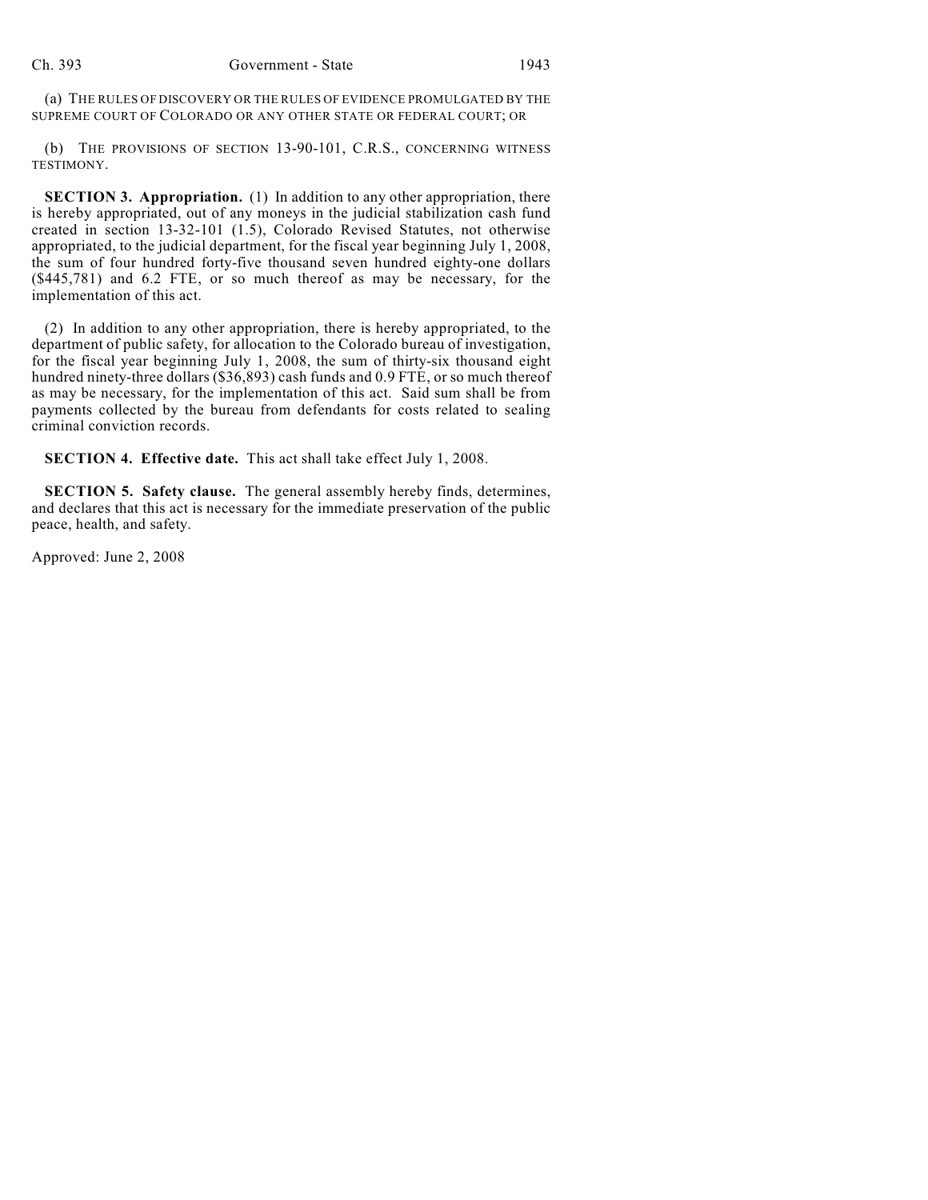(a) THE RULES OF DISCOVERY OR THE RULES OF EVIDENCE PROMULGATED BY THE SUPREME COURT OF COLORADO OR ANY OTHER STATE OR FEDERAL COURT; OR

(b) THE PROVISIONS OF SECTION 13-90-101, C.R.S., CONCERNING WITNESS TESTIMONY.

**SECTION 3. Appropriation.** (1) In addition to any other appropriation, there is hereby appropriated, out of any moneys in the judicial stabilization cash fund created in section 13-32-101 (1.5), Colorado Revised Statutes, not otherwise appropriated, to the judicial department, for the fiscal year beginning July 1, 2008, the sum of four hundred forty-five thousand seven hundred eighty-one dollars ($445,781) and 6.2 FTE, or so much thereof as may be necessary, for the implementation of this act.

(2) In addition to any other appropriation, there is hereby appropriated, to the department of public safety, for allocation to the Colorado bureau of investigation, for the fiscal year beginning July 1, 2008, the sum of thirty-six thousand eight hundred ninety-three dollars ($36,893) cash funds and 0.9 FTE, or so much thereof as may be necessary, for the implementation of this act. Said sum shall be from payments collected by the bureau from defendants for costs related to sealing criminal conviction records.

**SECTION 4. Effective date.** This act shall take effect July 1, 2008.

**SECTION 5. Safety clause.** The general assembly hereby finds, determines, and declares that this act is necessary for the immediate preservation of the public peace, health, and safety.

Approved: June 2, 2008